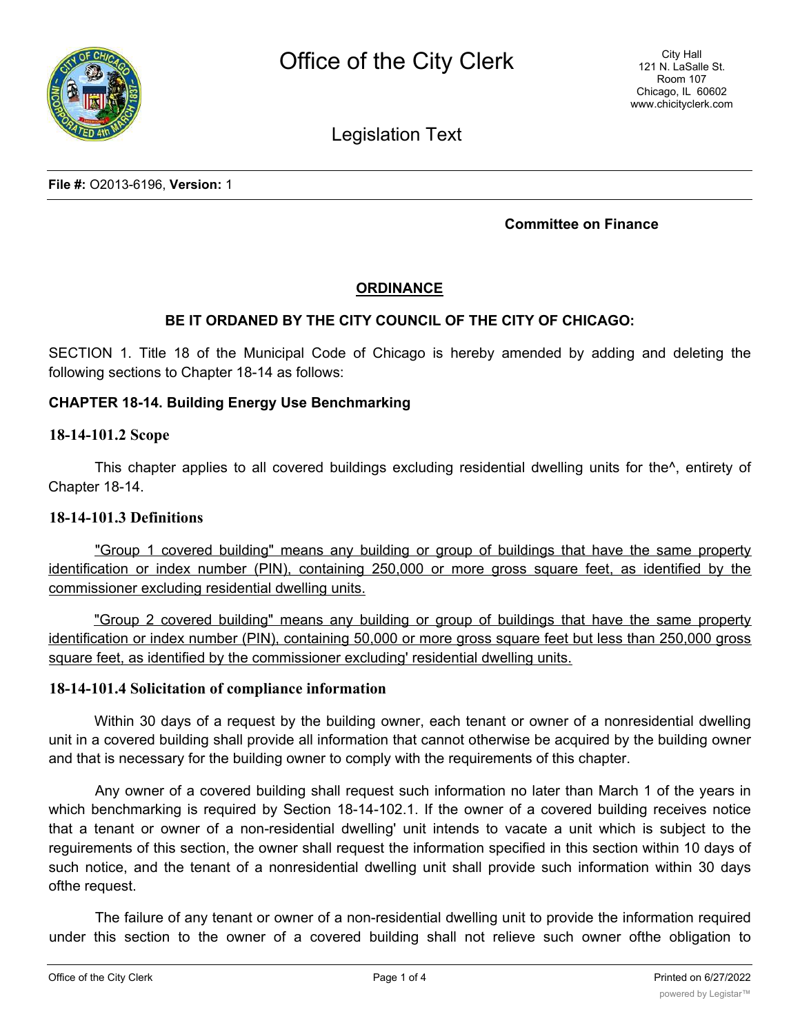Office of the City Clerk

City Hall
121 N. LaSalle St.
Room 107
Chicago, IL 60602
www.chicityclerk.com

Legislation Text

**File #:** O2013-6196, **Version:** 1

**Committee on Finance**

## ORDINANCE

**BE IT ORDANED BY THE CITY COUNCIL OF THE CITY OF CHICAGO:**

SECTION 1. Title 18 of the Municipal Code of Chicago is hereby amended by adding and deleting the following sections to Chapter 18-14 as follows:

### CHAPTER 18-14. Building Energy Use Benchmarking

### 18-14-101.2 Scope

This chapter applies to all covered buildings excluding residential dwelling units for the^, entirety of Chapter 18-14.

### 18-14-101.3 Definitions

<u>"Group 1 covered building" means any building or group of buildings that have the same property identification or index number (PIN), containing 250,000 or more gross square feet, as identified by the commissioner excluding residential dwelling units.</u>

<u>"Group 2 covered building" means any building or group of buildings that have the same property identification or index number (PIN), containing 50,000 or more gross square feet but less than 250,000 gross square feet, as identified by the commissioner excluding' residential dwelling units.</u>

### 18-14-101.4 Solicitation of compliance information

Within 30 days of a request by the building owner, each tenant or owner of a nonresidential dwelling unit in a covered building shall provide all information that cannot otherwise be acquired by the building owner and that is necessary for the building owner to comply with the requirements of this chapter.

Any owner of a covered building shall request such information no later than March 1 of the years in which benchmarking is required by Section 18-14-102.1. If the owner of a covered building receives notice that a tenant or owner of a non-residential dwelling' unit intends to vacate a unit which is subject to the reguirements of this section, the owner shall request the information specified in this section within 10 days of such notice, and the tenant of a nonresidential dwelling unit shall provide such information within 30 days ofthe request.

The failure of any tenant or owner of a non-residential dwelling unit to provide the information required under this section to the owner of a covered building shall not relieve such owner ofthe obligation to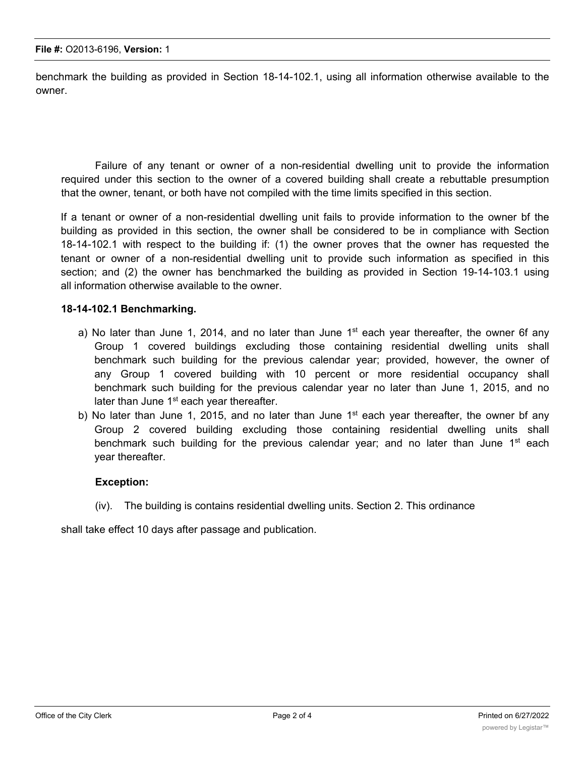benchmark the building as provided in Section 18-14-102.1, using all information otherwise available to the owner.

Failure of any tenant or owner of a non-residential dwelling unit to provide the information required under this section to the owner of a covered building shall create a rebuttable presumption that the owner, tenant, or both have not compiled with the time limits specified in this section.

If a tenant or owner of a non-residential dwelling unit fails to provide information to the owner bf the building as provided in this section, the owner shall be considered to be in compliance with Section 18-14-102.1 with respect to the building if: (1) the owner proves that the owner has requested the tenant or owner of a non-residential dwelling unit to provide such information as specified in this section; and (2) the owner has benchmarked the building as provided in Section 19-14-103.1 using all information otherwise available to the owner.

**18-14-102.1 Benchmarking.**

a) No later than June 1, 2014, and no later than June 1st each year thereafter, the owner 6f any Group 1 covered buildings excluding those containing residential dwelling units shall benchmark such building for the previous calendar year; provided, however, the owner of any Group 1 covered building with 10 percent or more residential occupancy shall benchmark such building for the previous calendar year no later than June 1, 2015, and no later than June 1st each year thereafter.
b) No later than June 1, 2015, and no later than June 1st each year thereafter, the owner bf any Group 2 covered building excluding those containing residential dwelling units shall benchmark such building for the previous calendar year; and no later than June 1st each year thereafter.

**Exception:**

(iv). The building is contains residential dwelling units. Section 2. This ordinance

shall take effect 10 days after passage and publication.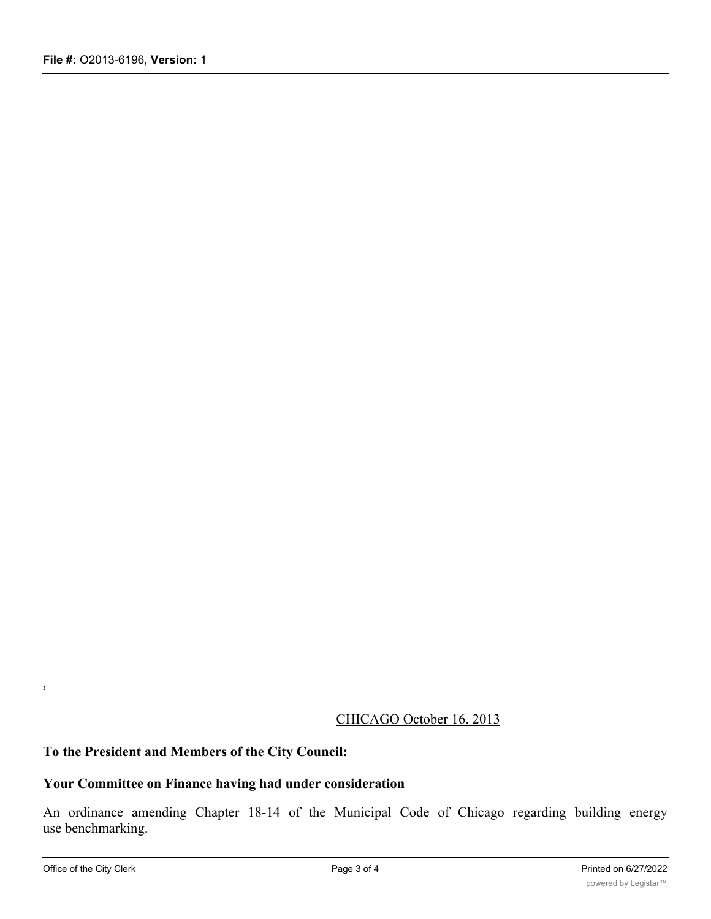CHICAGO October 16. 2013

**To the President and Members of the City Council:**

**Your Committee on Finance having had under consideration**

An ordinance amending Chapter 18-14 of the Municipal Code of Chicago regarding building energy use benchmarking.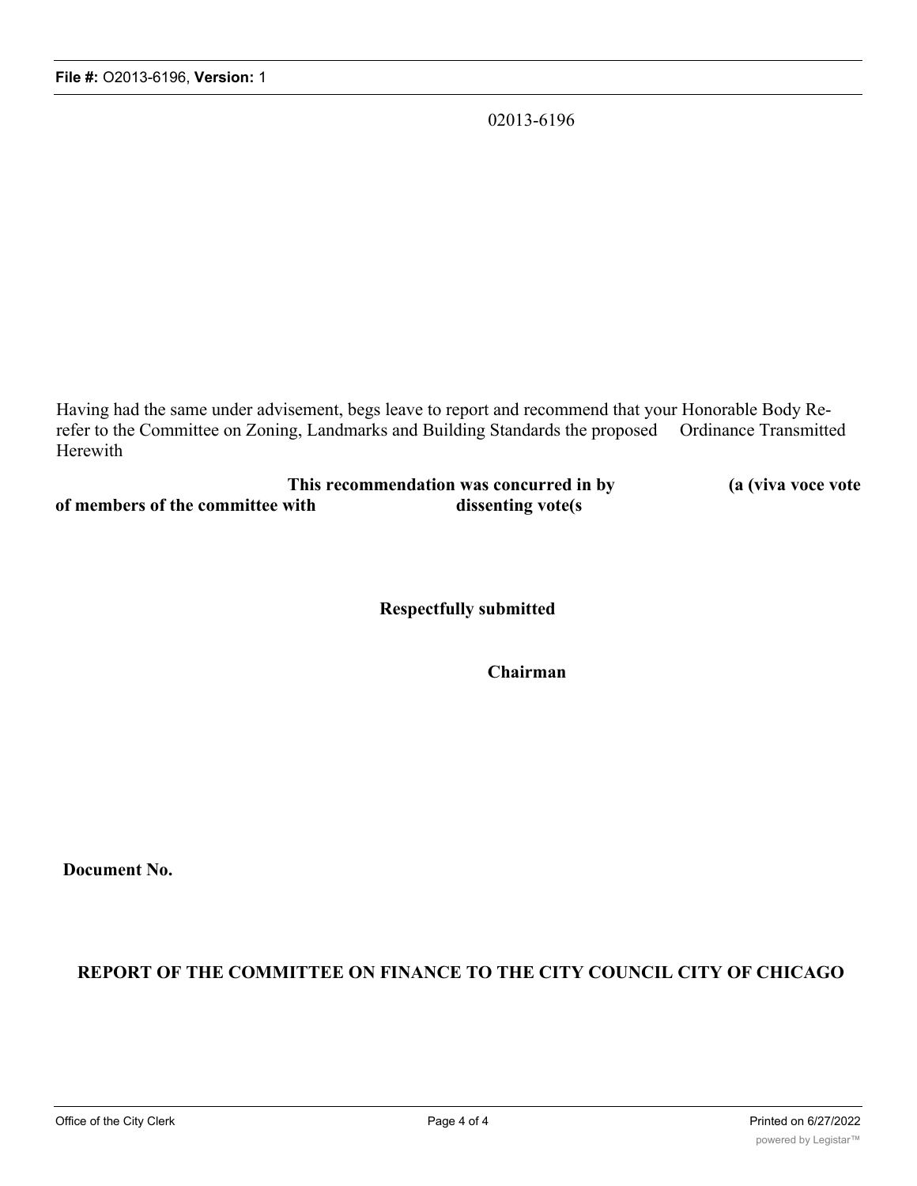02013-6196

Having had the same under advisement, begs leave to report and recommend that your Honorable Body Re-refer to the Committee on Zoning, Landmarks and Building Standards the proposed Ordinance Transmitted Herewith

**This recommendation was concurred in by (a (viva voce vote of members of the committee with dissenting vote(s**

**Respectfully submitted**

**Chairman**

**Document No.**

**REPORT OF THE COMMITTEE ON FINANCE TO THE CITY COUNCIL CITY OF CHICAGO**